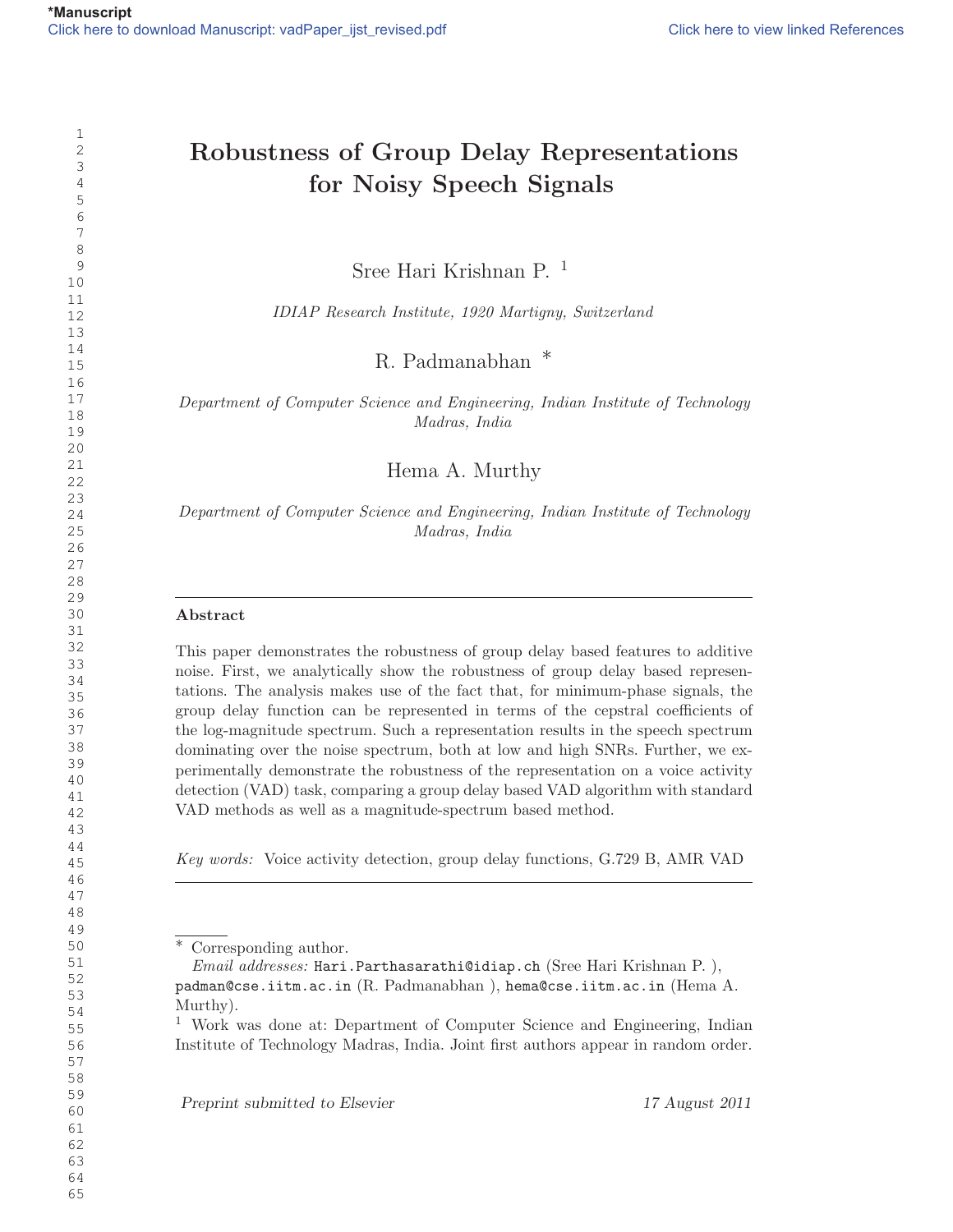# Robustness of Group Delay Representations for Noisy Speech Signals

Sree Hari Krishnan P. [1]

*IDIAP Research Institute, 1920 Martigny, Switzerland*

R. Padmanabhan [*]

*Department of Computer Science and Engineering, Indian Institute of Technology Madras, India*

Hema A. Murthy

*Department of Computer Science and Engineering, Indian Institute of Technology Madras, India*

---

**Abstract**

This paper demonstrates the robustness of group delay based features to additive noise. First, we analytically show the robustness of group delay based representations. The analysis makes use of the fact that, for minimum-phase signals, the group delay function can be represented in terms of the cepstral coefficients of the log-magnitude spectrum. Such a representation results in the speech spectrum dominating over the noise spectrum, both at low and high SNRs. Further, we experimentally demonstrate the robustness of the representation on a voice activity detection (VAD) task, comparing a group delay based VAD algorithm with standard VAD methods as well as a magnitude-spectrum based method.

*Key words:* Voice activity detection, group delay functions, G.729 B, AMR VAD

---

[*] Corresponding author.
*Email addresses:* Hari.Parthasarathi@idiap.ch (Sree Hari Krishnan P. ), padman@cse.iitm.ac.in (R. Padmanabhan ), hema@cse.iitm.ac.in (Hema A. Murthy).

[1] Work was done at: Department of Computer Science and Engineering, Indian Institute of Technology Madras, India. Joint first authors appear in random order.

*Preprint submitted to Elsevier* — *17 August 2011*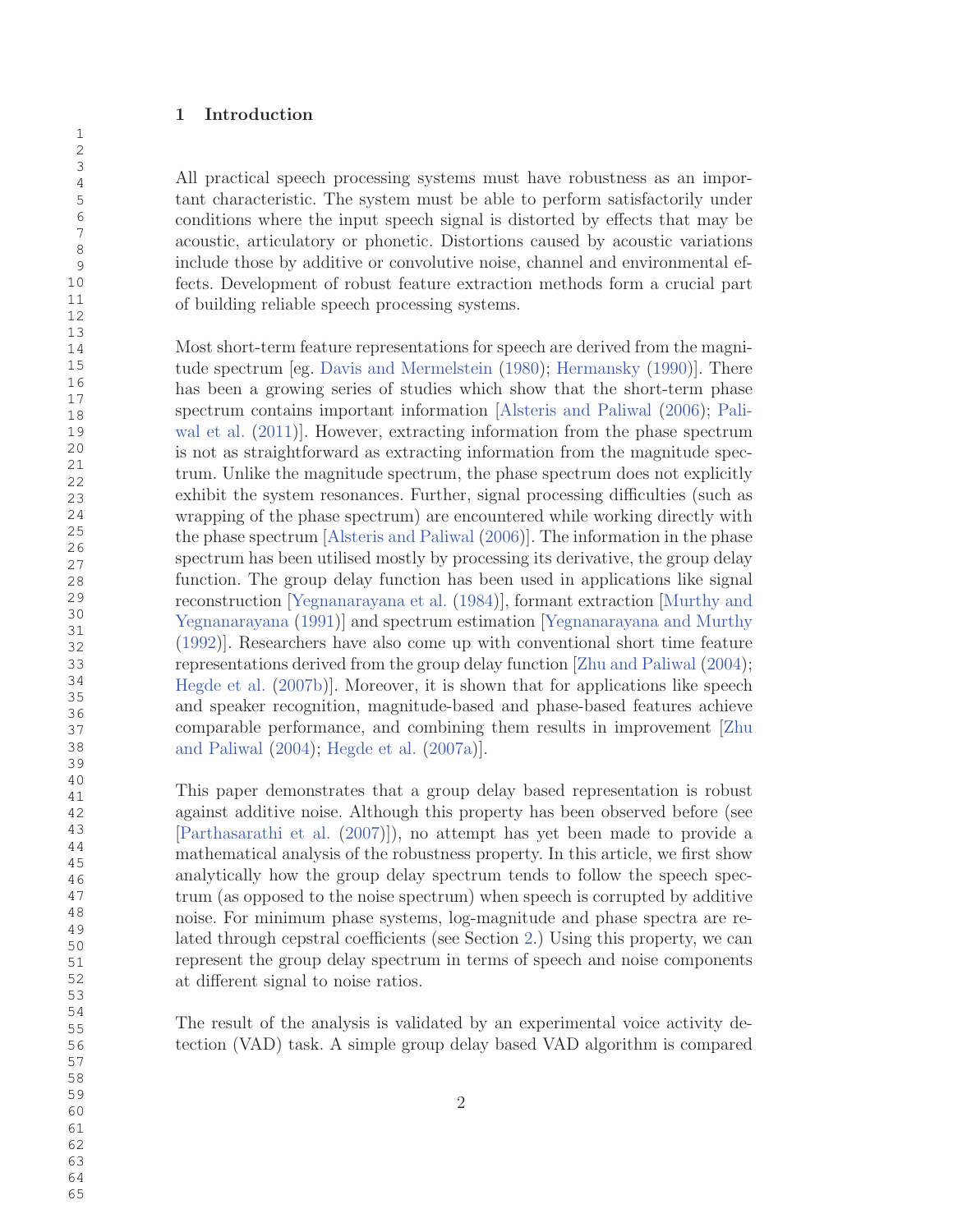## 1 Introduction

All practical speech processing systems must have robustness as an important characteristic. The system must be able to perform satisfactorily under conditions where the input speech signal is distorted by effects that may be acoustic, articulatory or phonetic. Distortions caused by acoustic variations include those by additive or convolutive noise, channel and environmental effects. Development of robust feature extraction methods form a crucial part of building reliable speech processing systems.

Most short-term feature representations for speech are derived from the magnitude spectrum [eg. Davis and Mermelstein (1980); Hermansky (1990)]. There has been a growing series of studies which show that the short-term phase spectrum contains important information [Alsteris and Paliwal (2006); Paliwal et al. (2011)]. However, extracting information from the phase spectrum is not as straightforward as extracting information from the magnitude spectrum. Unlike the magnitude spectrum, the phase spectrum does not explicitly exhibit the system resonances. Further, signal processing difficulties (such as wrapping of the phase spectrum) are encountered while working directly with the phase spectrum [Alsteris and Paliwal (2006)]. The information in the phase spectrum has been utilised mostly by processing its derivative, the group delay function. The group delay function has been used in applications like signal reconstruction [Yegnanarayana et al. (1984)], formant extraction [Murthy and Yegnanarayana (1991)] and spectrum estimation [Yegnanarayana and Murthy (1992)]. Researchers have also come up with conventional short time feature representations derived from the group delay function [Zhu and Paliwal (2004); Hegde et al. (2007b)]. Moreover, it is shown that for applications like speech and speaker recognition, magnitude-based and phase-based features achieve comparable performance, and combining them results in improvement [Zhu and Paliwal (2004); Hegde et al. (2007a)].

This paper demonstrates that a group delay based representation is robust against additive noise. Although this property has been observed before (see [Parthasarathi et al. (2007)]), no attempt has yet been made to provide a mathematical analysis of the robustness property. In this article, we first show analytically how the group delay spectrum tends to follow the speech spectrum (as opposed to the noise spectrum) when speech is corrupted by additive noise. For minimum phase systems, log-magnitude and phase spectra are related through cepstral coefficients (see Section 2.) Using this property, we can represent the group delay spectrum in terms of speech and noise components at different signal to noise ratios.

The result of the analysis is validated by an experimental voice activity detection (VAD) task. A simple group delay based VAD algorithm is compared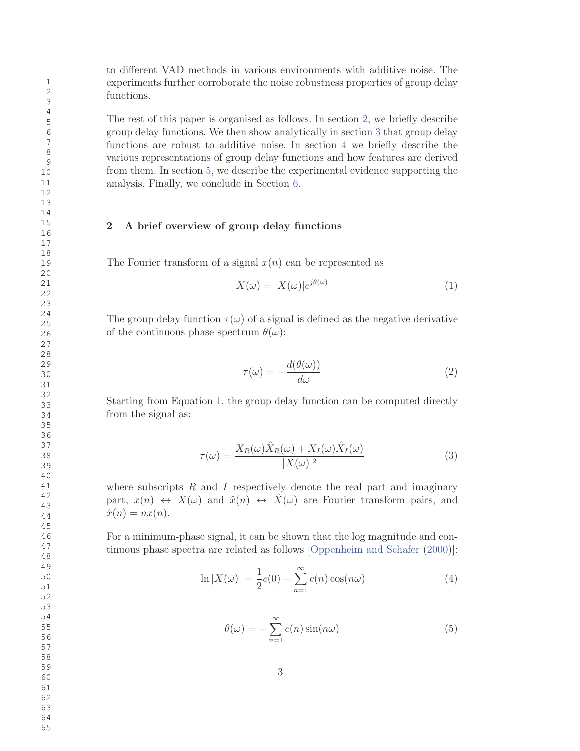to different VAD methods in various environments with additive noise. The experiments further corroborate the noise robustness properties of group delay functions.

The rest of this paper is organised as follows. In section 2, we briefly describe group delay functions. We then show analytically in section 3 that group delay functions are robust to additive noise. In section 4 we briefly describe the various representations of group delay functions and how features are derived from them. In section 5, we describe the experimental evidence supporting the analysis. Finally, we conclude in Section 6.

## 2 A brief overview of group delay functions

The Fourier transform of a signal $x(n)$ can be represented as

$$X(\omega) = |X(\omega)|e^{j\theta(\omega)} \tag{1}$$

The group delay function $\tau(\omega)$ of a signal is defined as the negative derivative of the continuous phase spectrum $\theta(\omega)$:

$$\tau(\omega) = -\frac{d(\theta(\omega))}{d\omega} \tag{2}$$

Starting from Equation 1, the group delay function can be computed directly from the signal as:

$$\tau(\omega) = \frac{X_R(\omega)\hat{X}_R(\omega) + X_I(\omega)\hat{X}_I(\omega)}{|X(\omega)|^2} \tag{3}$$

where subscripts $R$ and $I$ respectively denote the real part and imaginary part, $x(n) \leftrightarrow X(\omega)$ and $\hat{x}(n) \leftrightarrow \hat{X}(\omega)$ are Fourier transform pairs, and $\hat{x}(n) = nx(n)$.

For a minimum-phase signal, it can be shown that the log magnitude and continuous phase spectra are related as follows [Oppenheim and Schafer (2000)]:

$$\ln|X(\omega)| = \frac{1}{2}c(0) + \sum_{n=1}^{\infty} c(n)\cos(n\omega) \tag{4}$$

$$\theta(\omega) = -\sum_{n=1}^{\infty} c(n)\sin(n\omega) \tag{5}$$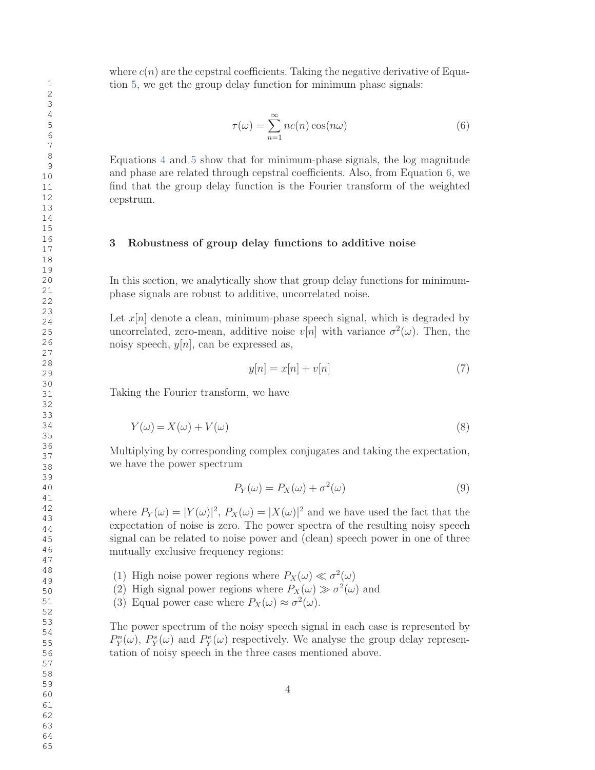where $c(n)$ are the cepstral coefficients. Taking the negative derivative of Equation 5, we get the group delay function for minimum phase signals:

$$\tau(\omega) = \sum_{n=1}^{\infty} nc(n)\cos(n\omega) \tag{6}$$

Equations 4 and 5 show that for minimum-phase signals, the log magnitude and phase are related through cepstral coefficients. Also, from Equation 6, we find that the group delay function is the Fourier transform of the weighted cepstrum.

## 3 Robustness of group delay functions to additive noise

In this section, we analytically show that group delay functions for minimum-phase signals are robust to additive, uncorrelated noise.

Let $x[n]$ denote a clean, minimum-phase speech signal, which is degraded by uncorrelated, zero-mean, additive noise $v[n]$ with variance $\sigma^2(\omega)$. Then, the noisy speech, $y[n]$, can be expressed as,

$$y[n] = x[n] + v[n] \tag{7}$$

Taking the Fourier transform, we have

$$Y(\omega) = X(\omega) + V(\omega) \tag{8}$$

Multiplying by corresponding complex conjugates and taking the expectation, we have the power spectrum

$$P_Y(\omega) = P_X(\omega) + \sigma^2(\omega) \tag{9}$$

where $P_Y(\omega) = |Y(\omega)|^2$, $P_X(\omega) = |X(\omega)|^2$ and we have used the fact that the expectation of noise is zero. The power spectra of the resulting noisy speech signal can be related to noise power and (clean) speech power in one of three mutually exclusive frequency regions:

(1) High noise power regions where $P_X(\omega) \ll \sigma^2(\omega)$
(2) High signal power regions where $P_X(\omega) \gg \sigma^2(\omega)$ and
(3) Equal power case where $P_X(\omega) \approx \sigma^2(\omega)$.

The power spectrum of the noisy speech signal in each case is represented by $P_Y^n(\omega)$, $P_Y^s(\omega)$ and $P_Y^e(\omega)$ respectively. We analyse the group delay representation of noisy speech in the three cases mentioned above.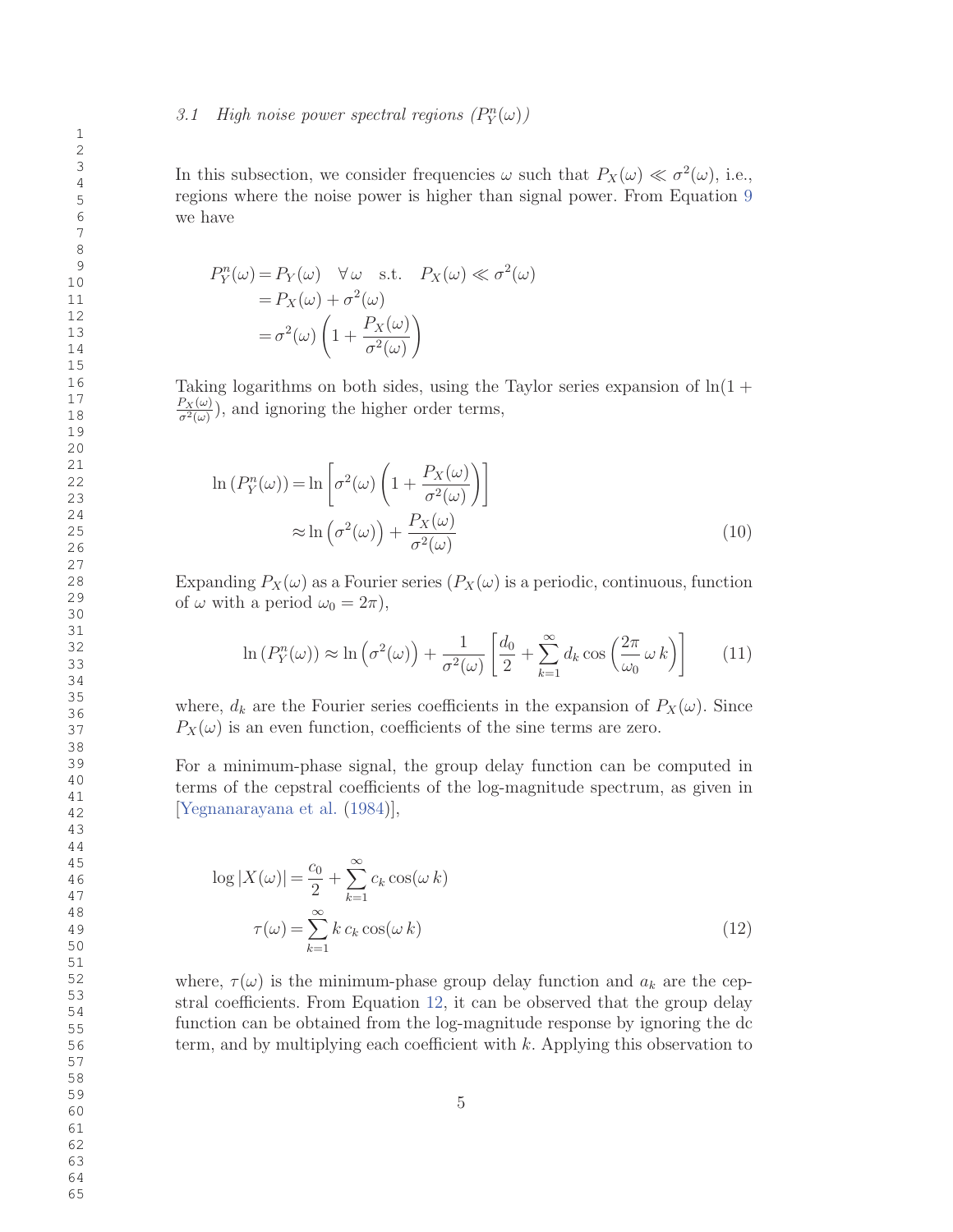### 3.1 High noise power spectral regions ($P_Y^n(\omega)$)

In this subsection, we consider frequencies $\omega$ such that $P_X(\omega) \ll \sigma^2(\omega)$, i.e., regions where the noise power is higher than signal power. From Equation 9 we have

$$
\begin{aligned}
P_Y^n(\omega) &= P_Y(\omega) \quad \forall\, \omega \quad \text{s.t.} \quad P_X(\omega) \ll \sigma^2(\omega) \\
&= P_X(\omega) + \sigma^2(\omega) \\
&= \sigma^2(\omega) \left( 1 + \frac{P_X(\omega)}{\sigma^2(\omega)} \right)
\end{aligned}
$$

Taking logarithms on both sides, using the Taylor series expansion of $\ln(1 + \frac{P_X(\omega)}{\sigma^2(\omega)})$, and ignoring the higher order terms,

$$
\begin{aligned}
\ln\left(P_Y^n(\omega)\right) &= \ln\left[\sigma^2(\omega)\left(1 + \frac{P_X(\omega)}{\sigma^2(\omega)}\right)\right] \\
&\approx \ln\left(\sigma^2(\omega)\right) + \frac{P_X(\omega)}{\sigma^2(\omega)}
\end{aligned}
\tag{10}
$$

Expanding $P_X(\omega)$ as a Fourier series ($P_X(\omega)$ is a periodic, continuous, function of $\omega$ with a period $\omega_0 = 2\pi$),

$$
\ln\left(P_Y^n(\omega)\right) \approx \ln\left(\sigma^2(\omega)\right) + \frac{1}{\sigma^2(\omega)}\left[\frac{d_0}{2} + \sum_{k=1}^{\infty} d_k \cos\left(\frac{2\pi}{\omega_0}\,\omega\, k\right)\right] \tag{11}
$$

where, $d_k$ are the Fourier series coefficients in the expansion of $P_X(\omega)$. Since $P_X(\omega)$ is an even function, coefficients of the sine terms are zero.

For a minimum-phase signal, the group delay function can be computed in terms of the cepstral coefficients of the log-magnitude spectrum, as given in [Yegnanarayana et al. (1984)],

$$
\begin{aligned}
\log|X(\omega)| &= \frac{c_0}{2} + \sum_{k=1}^{\infty} c_k \cos(\omega\, k) \\
\tau(\omega) &= \sum_{k=1}^{\infty} k\, c_k \cos(\omega\, k)
\end{aligned}
\tag{12}
$$

where, $\tau(\omega)$ is the minimum-phase group delay function and $a_k$ are the cepstral coefficients. From Equation 12, it can be observed that the group delay function can be obtained from the log-magnitude response by ignoring the dc term, and by multiplying each coefficient with $k$. Applying this observation to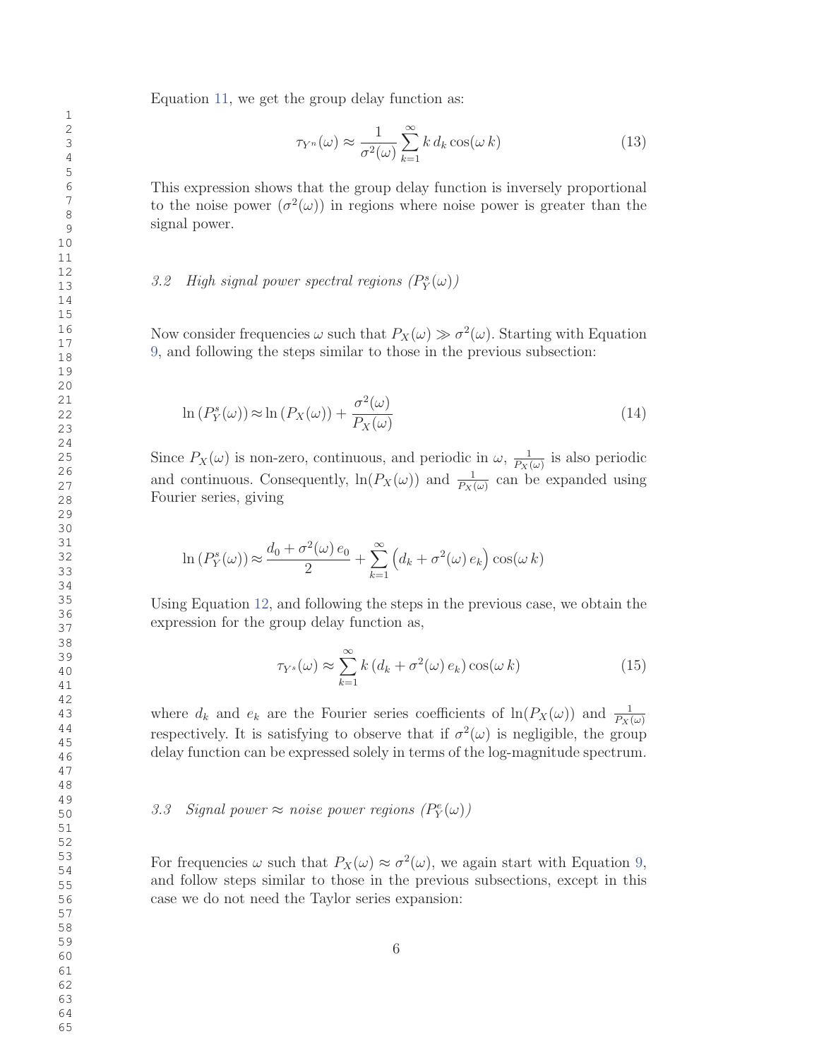Equation 11, we get the group delay function as:

$$\tau_{Y^n}(\omega) \approx \frac{1}{\sigma^2(\omega)} \sum_{k=1}^{\infty} k \, d_k \cos(\omega \, k) \tag{13}$$

This expression shows that the group delay function is inversely proportional to the noise power ($\sigma^2(\omega)$) in regions where noise power is greater than the signal power.

### *3.2 High signal power spectral regions ($P_Y^s(\omega)$)*

Now consider frequencies $\omega$ such that $P_X(\omega) \gg \sigma^2(\omega)$. Starting with Equation 9, and following the steps similar to those in the previous subsection:

$$\ln\left(P_Y^s(\omega)\right) \approx \ln\left(P_X(\omega)\right) + \frac{\sigma^2(\omega)}{P_X(\omega)} \tag{14}$$

Since $P_X(\omega)$ is non-zero, continuous, and periodic in $\omega$, $\frac{1}{P_X(\omega)}$ is also periodic and continuous. Consequently, $\ln(P_X(\omega))$ and $\frac{1}{P_X(\omega)}$ can be expanded using Fourier series, giving

$$\ln\left(P_Y^s(\omega)\right) \approx \frac{d_0 + \sigma^2(\omega)\, e_0}{2} + \sum_{k=1}^{\infty} \Big(d_k + \sigma^2(\omega)\, e_k\Big) \cos(\omega \, k)$$

Using Equation 12, and following the steps in the previous case, we obtain the expression for the group delay function as,

$$\tau_{Y^s}(\omega) \approx \sum_{k=1}^{\infty} k \left(d_k + \sigma^2(\omega)\, e_k\right) \cos(\omega \, k) \tag{15}$$

where $d_k$ and $e_k$ are the Fourier series coefficients of $\ln(P_X(\omega))$ and $\frac{1}{P_X(\omega)}$ respectively. It is satisfying to observe that if $\sigma^2(\omega)$ is negligible, the group delay function can be expressed solely in terms of the log-magnitude spectrum.

### *3.3 Signal power ≈ noise power regions ($P_Y^e(\omega)$)*

For frequencies $\omega$ such that $P_X(\omega) \approx \sigma^2(\omega)$, we again start with Equation 9, and follow steps similar to those in the previous subsections, except in this case we do not need the Taylor series expansion: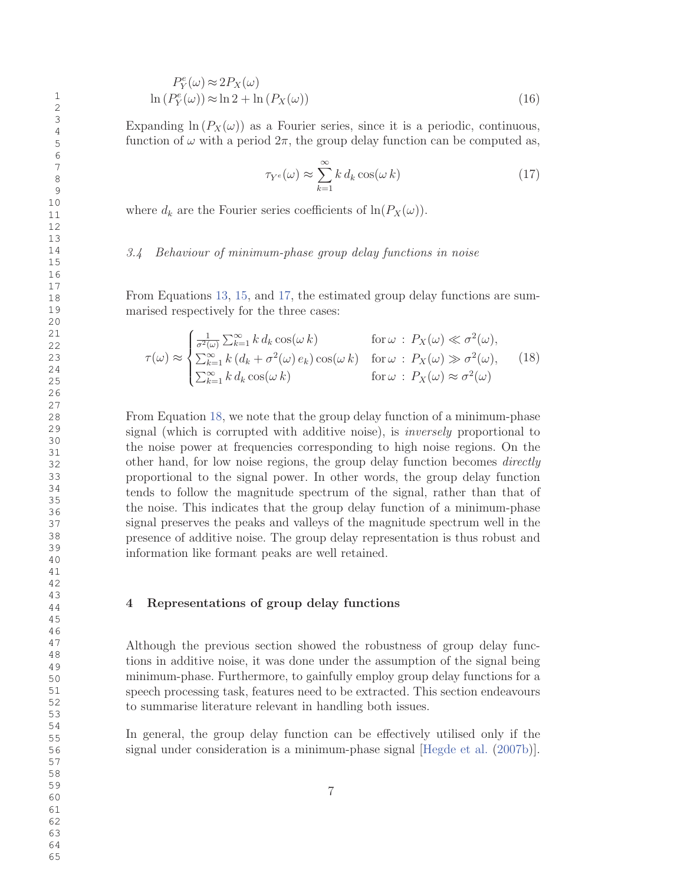$$
\begin{aligned}
P_Y^e(\omega) &\approx 2P_X(\omega) \\
\ln\left(P_Y^e(\omega)\right) &\approx \ln 2 + \ln\left(P_X(\omega)\right)
\end{aligned} \tag{16}
$$

Expanding $\ln\left(P_X(\omega)\right)$ as a Fourier series, since it is a periodic, continuous, function of $\omega$ with a period $2\pi$, the group delay function can be computed as,

$$
\tau_{Y^e}(\omega) \approx \sum_{k=1}^{\infty} k\, d_k \cos(\omega\, k) \tag{17}
$$

where $d_k$ are the Fourier series coefficients of $\ln(P_X(\omega))$.

### 3.4 Behaviour of minimum-phase group delay functions in noise

From Equations 13, 15, and 17, the estimated group delay functions are summarised respectively for the three cases:

$$
\tau(\omega) \approx \begin{cases} \frac{1}{\sigma^2(\omega)} \sum_{k=1}^{\infty} k\, d_k \cos(\omega\, k) & \text{for}\, \omega \,:\, P_X(\omega) \ll \sigma^2(\omega), \\ \sum_{k=1}^{\infty} k\, (d_k + \sigma^2(\omega)\, e_k) \cos(\omega\, k) & \text{for}\, \omega \,:\, P_X(\omega) \gg \sigma^2(\omega), \\ \sum_{k=1}^{\infty} k\, d_k \cos(\omega\, k) & \text{for}\, \omega \,:\, P_X(\omega) \approx \sigma^2(\omega) \end{cases} \tag{18}
$$

From Equation 18, we note that the group delay function of a minimum-phase signal (which is corrupted with additive noise), is *inversely* proportional to the noise power at frequencies corresponding to high noise regions. On the other hand, for low noise regions, the group delay function becomes *directly* proportional to the signal power. In other words, the group delay function tends to follow the magnitude spectrum of the signal, rather than that of the noise. This indicates that the group delay function of a minimum-phase signal preserves the peaks and valleys of the magnitude spectrum well in the presence of additive noise. The group delay representation is thus robust and information like formant peaks are well retained.

## 4 Representations of group delay functions

Although the previous section showed the robustness of group delay functions in additive noise, it was done under the assumption of the signal being minimum-phase. Furthermore, to gainfully employ group delay functions for a speech processing task, features need to be extracted. This section endeavours to summarise literature relevant in handling both issues.

In general, the group delay function can be effectively utilised only if the signal under consideration is a minimum-phase signal [Hegde et al. (2007b)].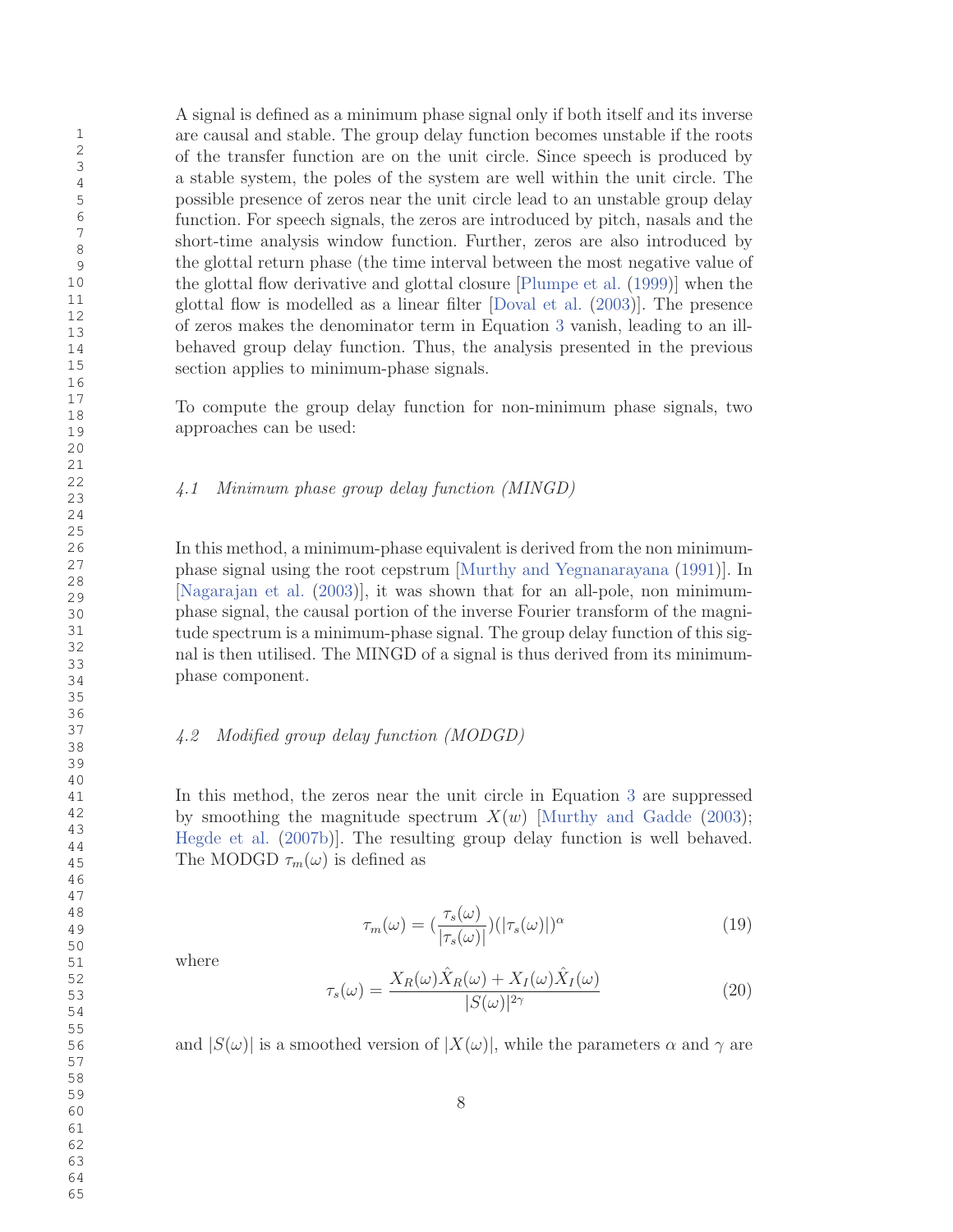A signal is defined as a minimum phase signal only if both itself and its inverse are causal and stable. The group delay function becomes unstable if the roots of the transfer function are on the unit circle. Since speech is produced by a stable system, the poles of the system are well within the unit circle. The possible presence of zeros near the unit circle lead to an unstable group delay function. For speech signals, the zeros are introduced by pitch, nasals and the short-time analysis window function. Further, zeros are also introduced by the glottal return phase (the time interval between the most negative value of the glottal flow derivative and glottal closure [Plumpe et al. (1999)] when the glottal flow is modelled as a linear filter [Doval et al. (2003)]. The presence of zeros makes the denominator term in Equation 3 vanish, leading to an ill-behaved group delay function. Thus, the analysis presented in the previous section applies to minimum-phase signals.

To compute the group delay function for non-minimum phase signals, two approaches can be used:

### *4.1 Minimum phase group delay function (MINGD)*

In this method, a minimum-phase equivalent is derived from the non minimum-phase signal using the root cepstrum [Murthy and Yegnanarayana (1991)]. In [Nagarajan et al. (2003)], it was shown that for an all-pole, non minimum-phase signal, the causal portion of the inverse Fourier transform of the magnitude spectrum is a minimum-phase signal. The group delay function of this signal is then utilised. The MINGD of a signal is thus derived from its minimum-phase component.

### *4.2 Modified group delay function (MODGD)*

In this method, the zeros near the unit circle in Equation 3 are suppressed by smoothing the magnitude spectrum $X(w)$ [Murthy and Gadde (2003); Hegde et al. (2007b)]. The resulting group delay function is well behaved. The MODGD $\tau_m(\omega)$ is defined as

$$\tau_m(\omega) = (\frac{\tau_s(\omega)}{|\tau_s(\omega)|})(|\tau_s(\omega)|)^{\alpha} \tag{19}$$

where

$$\tau_s(\omega) = \frac{X_R(\omega)\hat{X}_R(\omega) + X_I(\omega)\hat{X}_I(\omega)}{|S(\omega)|^{2\gamma}} \tag{20}$$

and $|S(\omega)|$ is a smoothed version of $|X(\omega)|$, while the parameters $\alpha$ and $\gamma$ are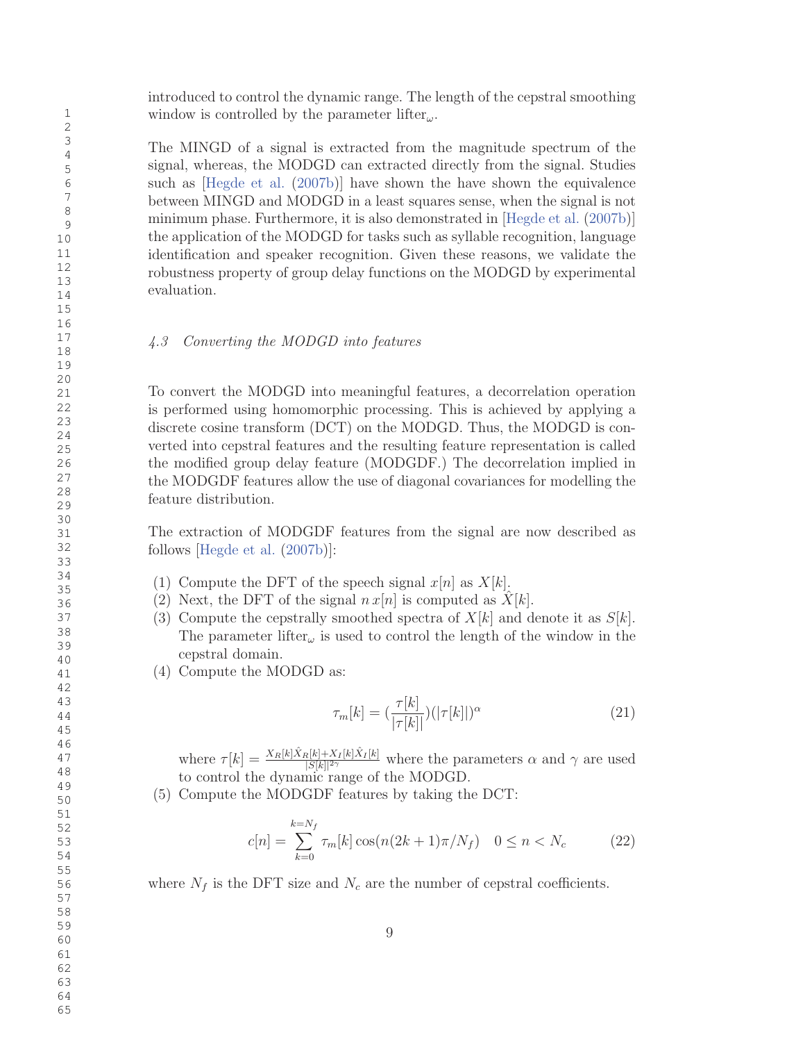introduced to control the dynamic range. The length of the cepstral smoothing window is controlled by the parameter $\text{lifter}_\omega$.

The MINGD of a signal is extracted from the magnitude spectrum of the signal, whereas, the MODGD can extracted directly from the signal. Studies such as [Hegde et al. (2007b)] have shown the have shown the equivalence between MINGD and MODGD in a least squares sense, when the signal is not minimum phase. Furthermore, it is also demonstrated in [Hegde et al. (2007b)] the application of the MODGD for tasks such as syllable recognition, language identification and speaker recognition. Given these reasons, we validate the robustness property of group delay functions on the MODGD by experimental evaluation.

### *4.3 Converting the MODGD into features*

To convert the MODGD into meaningful features, a decorrelation operation is performed using homomorphic processing. This is achieved by applying a discrete cosine transform (DCT) on the MODGD. Thus, the MODGD is converted into cepstral features and the resulting feature representation is called the modified group delay feature (MODGDF.) The decorrelation implied in the MODGDF features allow the use of diagonal covariances for modelling the feature distribution.

The extraction of MODGDF features from the signal are now described as follows [Hegde et al. (2007b)]:

(1) Compute the DFT of the speech signal $x[n]$ as $X[k]$.
(2) Next, the DFT of the signal $n\,x[n]$ is computed as $\hat{X}[k]$.
(3) Compute the cepstrally smoothed spectra of $X[k]$ and denote it as $S[k]$. The parameter $\text{lifter}_\omega$ is used to control the length of the window in the cepstral domain.
(4) Compute the MODGD as:

$$\tau_m[k] = (\frac{\tau[k]}{|\tau[k]|})(|\tau[k]|)^\alpha \tag{21}$$

where $\tau[k] = \frac{X_R[k]\hat{X}_R[k] + X_I[k]\hat{X}_I[k]}{|S[k]|^{2\gamma}}$ where the parameters $\alpha$ and $\gamma$ are used to control the dynamic range of the MODGD.
(5) Compute the MODGDF features by taking the DCT:

$$c[n] = \sum_{k=0}^{k=N_f} \tau_m[k] \cos(n(2k+1)\pi/N_f) \quad 0 \le n < N_c \tag{22}$$

where $N_f$ is the DFT size and $N_c$ are the number of cepstral coefficients.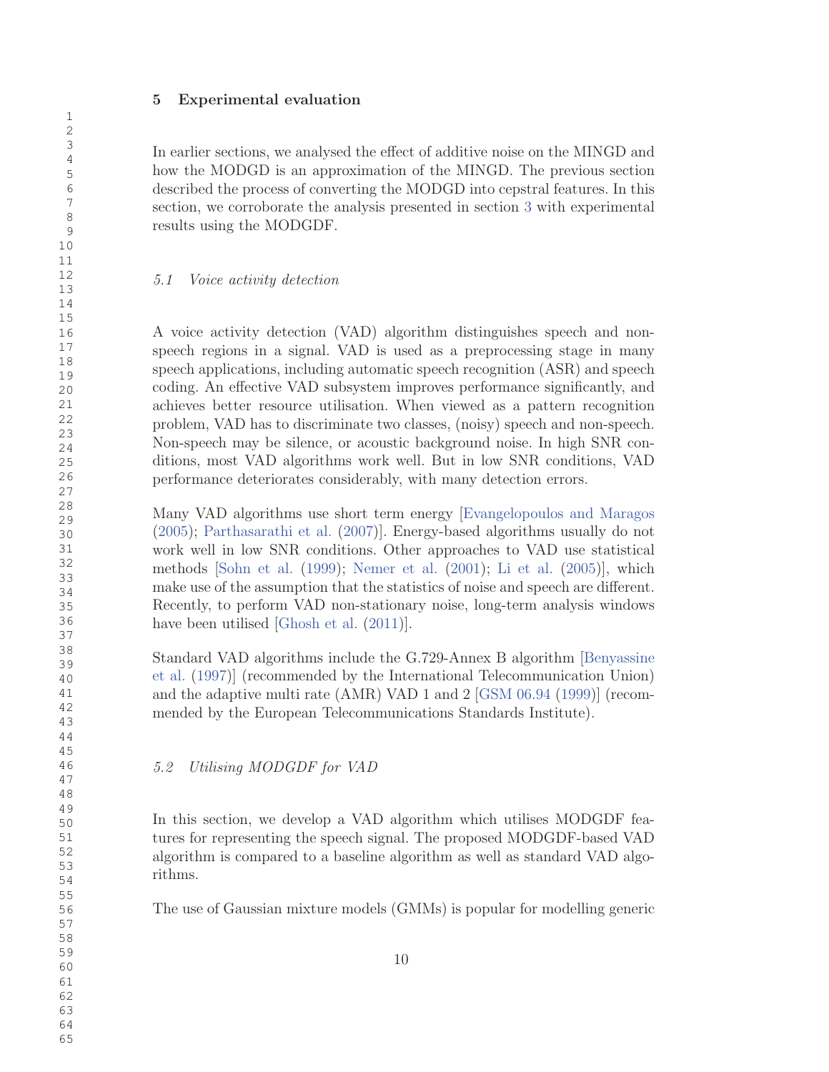## 5 Experimental evaluation

In earlier sections, we analysed the effect of additive noise on the MINGD and how the MODGD is an approximation of the MINGD. The previous section described the process of converting the MODGD into cepstral features. In this section, we corroborate the analysis presented in section 3 with experimental results using the MODGDF.

### *5.1 Voice activity detection*

A voice activity detection (VAD) algorithm distinguishes speech and non-speech regions in a signal. VAD is used as a preprocessing stage in many speech applications, including automatic speech recognition (ASR) and speech coding. An effective VAD subsystem improves performance significantly, and achieves better resource utilisation. When viewed as a pattern recognition problem, VAD has to discriminate two classes, (noisy) speech and non-speech. Non-speech may be silence, or acoustic background noise. In high SNR conditions, most VAD algorithms work well. But in low SNR conditions, VAD performance deteriorates considerably, with many detection errors.

Many VAD algorithms use short term energy [Evangelopoulos and Maragos (2005); Parthasarathi et al. (2007)]. Energy-based algorithms usually do not work well in low SNR conditions. Other approaches to VAD use statistical methods [Sohn et al. (1999); Nemer et al. (2001); Li et al. (2005)], which make use of the assumption that the statistics of noise and speech are different. Recently, to perform VAD non-stationary noise, long-term analysis windows have been utilised [Ghosh et al. (2011)].

Standard VAD algorithms include the G.729-Annex B algorithm [Benyassine et al. (1997)] (recommended by the International Telecommunication Union) and the adaptive multi rate (AMR) VAD 1 and 2 [GSM 06.94 (1999)] (recommended by the European Telecommunications Standards Institute).

### *5.2 Utilising MODGDF for VAD*

In this section, we develop a VAD algorithm which utilises MODGDF features for representing the speech signal. The proposed MODGDF-based VAD algorithm is compared to a baseline algorithm as well as standard VAD algorithms.

The use of Gaussian mixture models (GMMs) is popular for modelling generic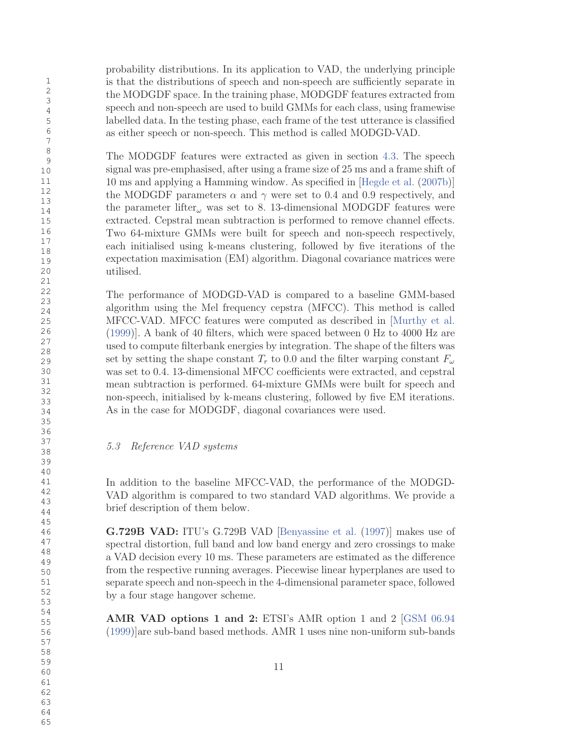probability distributions. In its application to VAD, the underlying principle is that the distributions of speech and non-speech are sufficiently separate in the MODGDF space. In the training phase, MODGDF features extracted from speech and non-speech are used to build GMMs for each class, using framewise labelled data. In the testing phase, each frame of the test utterance is classified as either speech or non-speech. This method is called MODGD-VAD.

The MODGDF features were extracted as given in section 4.3. The speech signal was pre-emphasised, after using a frame size of 25 ms and a frame shift of 10 ms and applying a Hamming window. As specified in [Hegde et al. (2007b)] the MODGDF parameters $\alpha$ and $\gamma$ were set to 0.4 and 0.9 respectively, and the parameter $\text{lifter}_{\omega}$ was set to 8. 13-dimensional MODGDF features were extracted. Cepstral mean subtraction is performed to remove channel effects. Two 64-mixture GMMs were built for speech and non-speech respectively, each initialised using k-means clustering, followed by five iterations of the expectation maximisation (EM) algorithm. Diagonal covariance matrices were utilised.

The performance of MODGD-VAD is compared to a baseline GMM-based algorithm using the Mel frequency cepstra (MFCC). This method is called MFCC-VAD. MFCC features were computed as described in [Murthy et al. (1999)]. A bank of 40 filters, which were spaced between 0 Hz to 4000 Hz are used to compute filterbank energies by integration. The shape of the filters was set by setting the shape constant $T_r$ to 0.0 and the filter warping constant $F_{\omega}$ was set to 0.4. 13-dimensional MFCC coefficients were extracted, and cepstral mean subtraction is performed. 64-mixture GMMs were built for speech and non-speech, initialised by k-means clustering, followed by five EM iterations. As in the case for MODGDF, diagonal covariances were used.

### *5.3 Reference VAD systems*

In addition to the baseline MFCC-VAD, the performance of the MODGD-VAD algorithm is compared to two standard VAD algorithms. We provide a brief description of them below.

**G.729B VAD:** ITU's G.729B VAD [Benyassine et al. (1997)] makes use of spectral distortion, full band and low band energy and zero crossings to make a VAD decision every 10 ms. These parameters are estimated as the difference from the respective running averages. Piecewise linear hyperplanes are used to separate speech and non-speech in the 4-dimensional parameter space, followed by a four stage hangover scheme.

**AMR VAD options 1 and 2:** ETSI's AMR option 1 and 2 [GSM 06.94 (1999)]are sub-band based methods. AMR 1 uses nine non-uniform sub-bands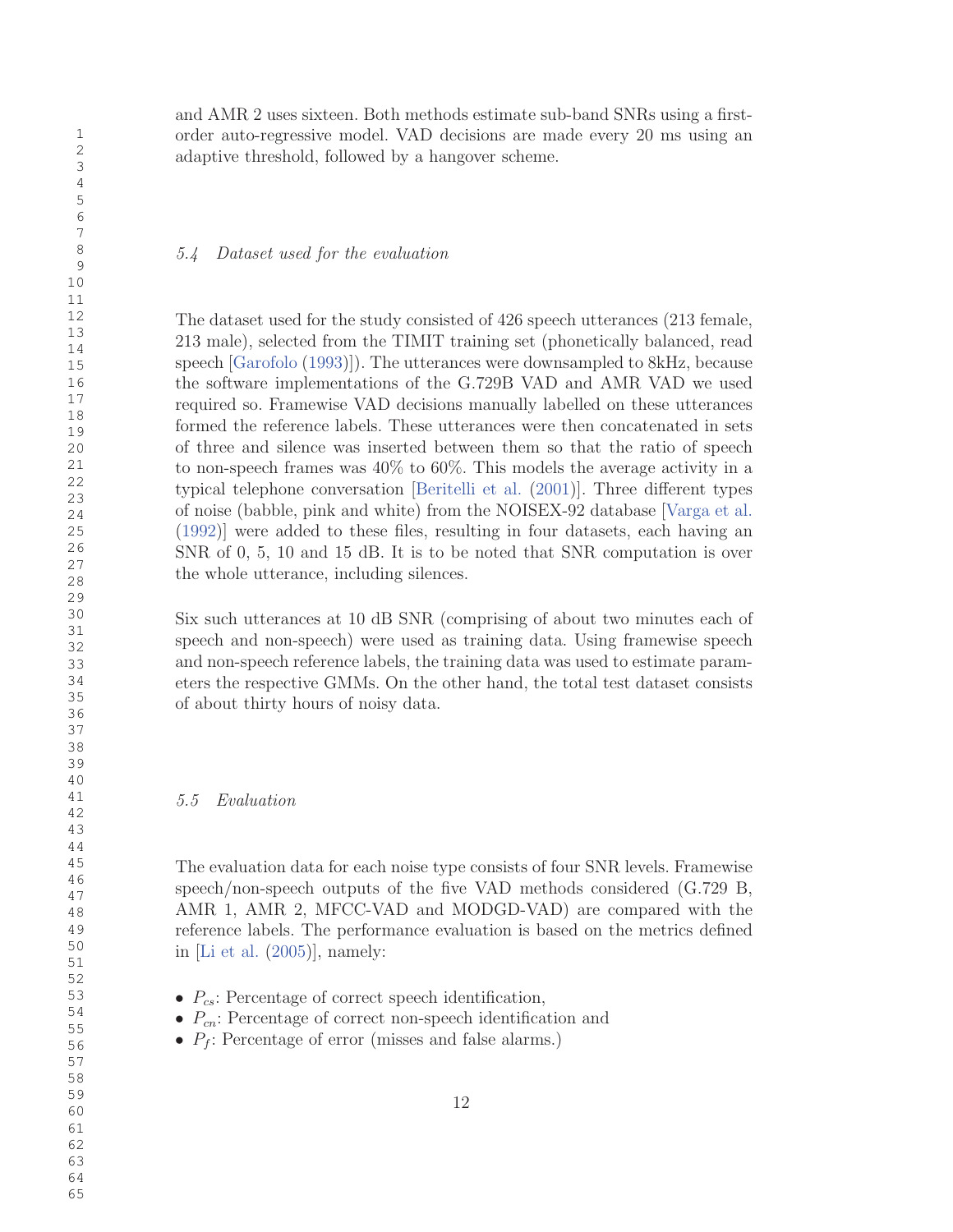and AMR 2 uses sixteen. Both methods estimate sub-band SNRs using a first-order auto-regressive model. VAD decisions are made every 20 ms using an adaptive threshold, followed by a hangover scheme.

### *5.4 Dataset used for the evaluation*

The dataset used for the study consisted of 426 speech utterances (213 female, 213 male), selected from the TIMIT training set (phonetically balanced, read speech [Garofolo (1993)]). The utterances were downsampled to 8kHz, because the software implementations of the G.729B VAD and AMR VAD we used required so. Framewise VAD decisions manually labelled on these utterances formed the reference labels. These utterances were then concatenated in sets of three and silence was inserted between them so that the ratio of speech to non-speech frames was 40% to 60%. This models the average activity in a typical telephone conversation [Beritelli et al. (2001)]. Three different types of noise (babble, pink and white) from the NOISEX-92 database [Varga et al. (1992)] were added to these files, resulting in four datasets, each having an SNR of 0, 5, 10 and 15 dB. It is to be noted that SNR computation is over the whole utterance, including silences.

Six such utterances at 10 dB SNR (comprising of about two minutes each of speech and non-speech) were used as training data. Using framewise speech and non-speech reference labels, the training data was used to estimate parameters the respective GMMs. On the other hand, the total test dataset consists of about thirty hours of noisy data.

### *5.5 Evaluation*

The evaluation data for each noise type consists of four SNR levels. Framewise speech/non-speech outputs of the five VAD methods considered (G.729 B, AMR 1, AMR 2, MFCC-VAD and MODGD-VAD) are compared with the reference labels. The performance evaluation is based on the metrics defined in [Li et al. (2005)], namely:

- $P_{cs}$: Percentage of correct speech identification,
- $P_{cn}$: Percentage of correct non-speech identification and
- $P_f$: Percentage of error (misses and false alarms.)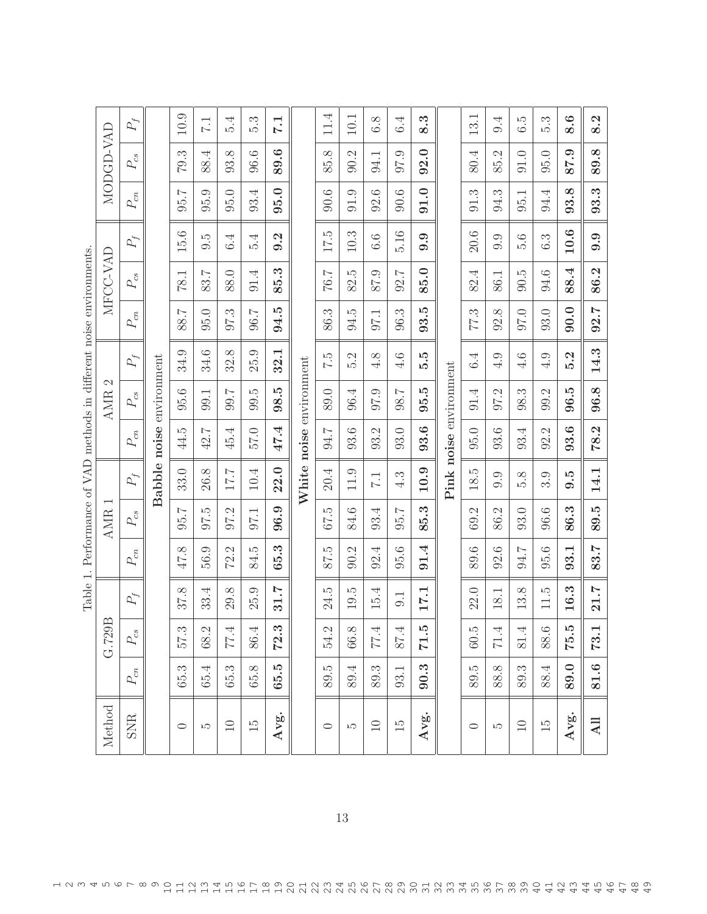Table 1. Performance of VAD methods in different noise environments.

| Method | G.729B | | | AMR 1 | | | AMR 2 | | | MFCC-VAD | | | MODGD-VAD | | |
|---|---|---|---|---|---|---|---|---|---|---|---|---|---|---|---|
| SNR | $P_{cn}$ | $P_{cs}$ | $P_f$ | $P_{cn}$ | $P_{cs}$ | $P_f$ | $P_{cn}$ | $P_{cs}$ | $P_f$ | $P_{cn}$ | $P_{cs}$ | $P_f$ | $P_{cn}$ | $P_{cs}$ | $P_f$ |
| **Babble noise** environment | | | | | | | | | | | | | | | |
| 0 | 65.3 | 57.3 | 37.8 | 47.8 | 95.7 | 33.0 | 44.5 | 95.6 | 34.9 | 88.7 | 78.1 | 15.6 | 95.7 | 79.3 | 10.9 |
| 5 | 65.4 | 68.2 | 33.4 | 56.9 | 97.5 | 26.8 | 42.7 | 99.1 | 34.6 | 95.0 | 83.7 | 9.5 | 95.9 | 88.4 | 7.1 |
| 10 | 65.3 | 77.4 | 29.8 | 72.2 | 97.2 | 17.7 | 45.4 | 99.7 | 32.8 | 97.3 | 88.0 | 6.4 | 95.0 | 93.8 | 5.4 |
| 15 | 65.8 | 86.4 | 25.9 | 84.5 | 97.1 | 10.4 | 57.0 | 99.5 | 25.9 | 96.7 | 91.4 | 5.4 | 93.4 | 96.6 | 5.3 |
| **Avg.** | **65.5** | **72.3** | **31.7** | **65.3** | **96.9** | **22.0** | **47.4** | **98.5** | **32.1** | **94.5** | **85.3** | **9.2** | **95.0** | **89.6** | **7.1** |
| **White noise** environment | | | | | | | | | | | | | | | |
| 0 | 89.5 | 54.2 | 24.5 | 87.5 | 67.5 | 20.4 | 94.7 | 89.0 | 7.5 | 86.3 | 76.7 | 17.5 | 90.6 | 85.8 | 11.4 |
| 5 | 89.4 | 66.8 | 19.5 | 90.2 | 84.6 | 11.9 | 93.6 | 96.4 | 5.2 | 94.5 | 82.5 | 10.3 | 91.9 | 90.2 | 10.1 |
| 10 | 89.3 | 77.4 | 15.4 | 92.4 | 93.4 | 7.1 | 93.2 | 97.9 | 4.8 | 97.1 | 87.9 | 6.6 | 92.6 | 94.1 | 6.8 |
| 15 | 93.1 | 87.4 | 9.1 | 95.6 | 95.7 | 4.3 | 93.0 | 98.7 | 4.6 | 96.3 | 92.7 | 5.16 | 90.6 | 97.9 | 6.4 |
| **Avg.** | **90.3** | **71.5** | **17.1** | **91.4** | **85.3** | **10.9** | **93.6** | **95.5** | **5.5** | **93.5** | **85.0** | **9.9** | **91.0** | **92.0** | **8.3** |
| **Pink noise** environment | | | | | | | | | | | | | | | |
| 0 | 89.5 | 60.5 | 22.0 | 89.6 | 69.2 | 18.5 | 95.0 | 91.4 | 6.4 | 77.3 | 82.4 | 20.6 | 91.3 | 80.4 | 13.1 |
| 5 | 88.8 | 71.4 | 18.1 | 92.6 | 86.2 | 9.9 | 93.6 | 97.2 | 4.9 | 92.8 | 86.1 | 9.9 | 94.3 | 85.2 | 9.4 |
| 10 | 89.3 | 81.4 | 13.8 | 94.7 | 93.0 | 5.8 | 93.4 | 98.3 | 4.6 | 97.0 | 90.5 | 5.6 | 95.1 | 91.0 | 6.5 |
| 15 | 88.4 | 88.6 | 11.5 | 95.6 | 96.6 | 3.9 | 92.2 | 99.2 | 4.9 | 93.0 | 94.6 | 6.3 | 94.4 | 95.0 | 5.3 |
| **Avg.** | **89.0** | **75.5** | **16.3** | **93.1** | **86.3** | **9.5** | **93.6** | **96.5** | **5.2** | **90.0** | **88.4** | **10.6** | **93.8** | **87.9** | **8.6** |
| **All** | **81.6** | **73.1** | **21.7** | **83.7** | **89.5** | **14.1** | **78.2** | **96.8** | **14.3** | **92.7** | **86.2** | **9.9** | **93.3** | **89.8** | **8.2** |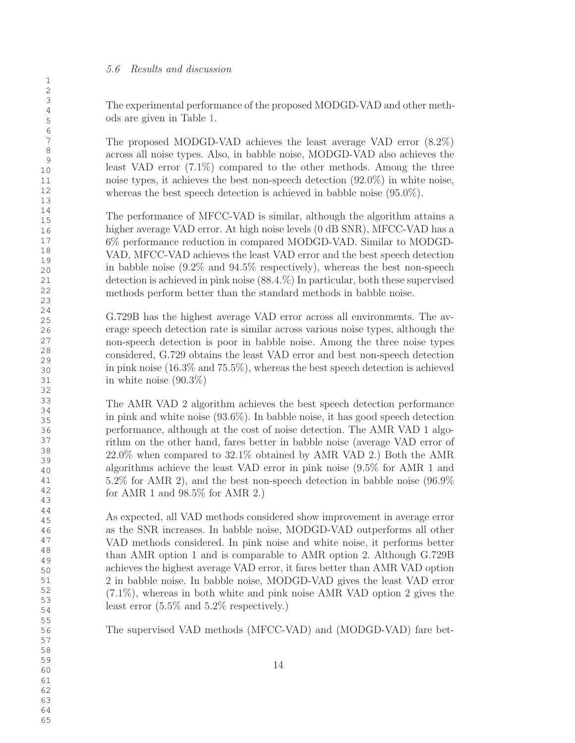### 5.6 Results and discussion

The experimental performance of the proposed MODGD-VAD and other methods are given in Table 1.

The proposed MODGD-VAD achieves the least average VAD error (8.2%) across all noise types. Also, in babble noise, MODGD-VAD also achieves the least VAD error (7.1%) compared to the other methods. Among the three noise types, it achieves the best non-speech detection (92.0%) in white noise, whereas the best speech detection is achieved in babble noise (95.0%).

The performance of MFCC-VAD is similar, although the algorithm attains a higher average VAD error. At high noise levels (0 dB SNR), MFCC-VAD has a 6% performance reduction in compared MODGD-VAD. Similar to MODGD-VAD, MFCC-VAD achieves the least VAD error and the best speech detection in babble noise (9.2% and 94.5% respectively), whereas the best non-speech detection is achieved in pink noise (88.4.%) In particular, both these supervised methods perform better than the standard methods in babble noise.

G.729B has the highest average VAD error across all environments. The average speech detection rate is similar across various noise types, although the non-speech detection is poor in babble noise. Among the three noise types considered, G.729 obtains the least VAD error and best non-speech detection in pink noise (16.3% and 75.5%), whereas the best speech detection is achieved in white noise (90.3%)

The AMR VAD 2 algorithm achieves the best speech detection performance in pink and white noise (93.6%). In babble noise, it has good speech detection performance, although at the cost of noise detection. The AMR VAD 1 algorithm on the other hand, fares better in babble noise (average VAD error of 22.0% when compared to 32.1% obtained by AMR VAD 2.) Both the AMR algorithms achieve the least VAD error in pink noise (9.5% for AMR 1 and 5.2% for AMR 2), and the best non-speech detection in babble noise (96.9% for AMR 1 and 98.5% for AMR 2.)

As expected, all VAD methods considered show improvement in average error as the SNR increases. In babble noise, MODGD-VAD outperforms all other VAD methods considered. In pink noise and white noise, it performs better than AMR option 1 and is comparable to AMR option 2. Although G.729B achieves the highest average VAD error, it fares better than AMR VAD option 2 in babble noise. In babble noise, MODGD-VAD gives the least VAD error (7.1%), whereas in both white and pink noise AMR VAD option 2 gives the least error (5.5% and 5.2% respectively.)

The supervised VAD methods (MFCC-VAD) and (MODGD-VAD) fare bet-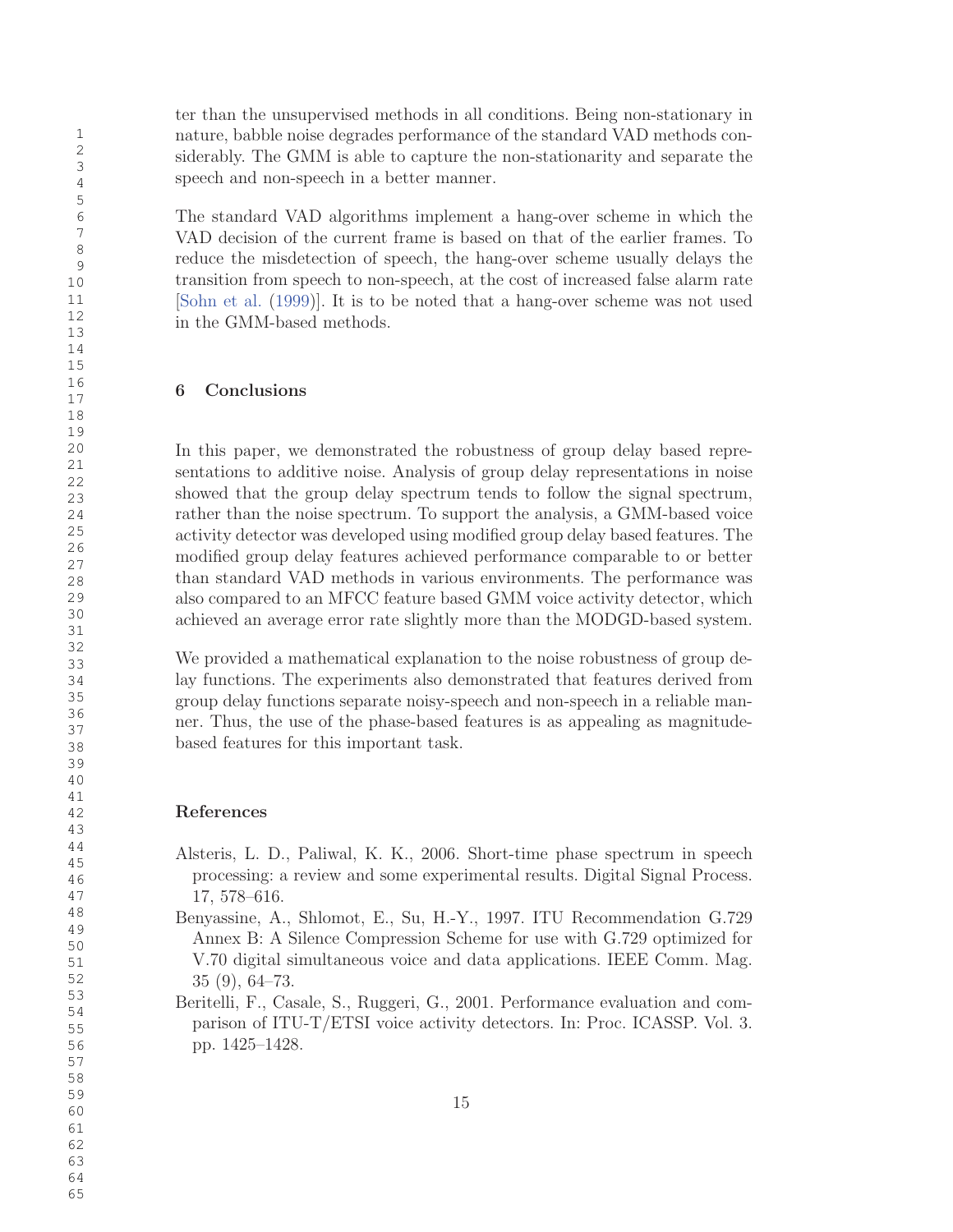ter than the unsupervised methods in all conditions. Being non-stationary in nature, babble noise degrades performance of the standard VAD methods considerably. The GMM is able to capture the non-stationarity and separate the speech and non-speech in a better manner.

The standard VAD algorithms implement a hang-over scheme in which the VAD decision of the current frame is based on that of the earlier frames. To reduce the misdetection of speech, the hang-over scheme usually delays the transition from speech to non-speech, at the cost of increased false alarm rate [Sohn et al. (1999)]. It is to be noted that a hang-over scheme was not used in the GMM-based methods.

## 6 Conclusions

In this paper, we demonstrated the robustness of group delay based representations to additive noise. Analysis of group delay representations in noise showed that the group delay spectrum tends to follow the signal spectrum, rather than the noise spectrum. To support the analysis, a GMM-based voice activity detector was developed using modified group delay based features. The modified group delay features achieved performance comparable to or better than standard VAD methods in various environments. The performance was also compared to an MFCC feature based GMM voice activity detector, which achieved an average error rate slightly more than the MODGD-based system.

We provided a mathematical explanation to the noise robustness of group delay functions. The experiments also demonstrated that features derived from group delay functions separate noisy-speech and non-speech in a reliable manner. Thus, the use of the phase-based features is as appealing as magnitude-based features for this important task.

## References

Alsteris, L. D., Paliwal, K. K., 2006. Short-time phase spectrum in speech processing: a review and some experimental results. Digital Signal Process. 17, 578–616.

Benyassine, A., Shlomot, E., Su, H.-Y., 1997. ITU Recommendation G.729 Annex B: A Silence Compression Scheme for use with G.729 optimized for V.70 digital simultaneous voice and data applications. IEEE Comm. Mag. 35 (9), 64–73.

Beritelli, F., Casale, S., Ruggeri, G., 2001. Performance evaluation and comparison of ITU-T/ETSI voice activity detectors. In: Proc. ICASSP. Vol. 3. pp. 1425–1428.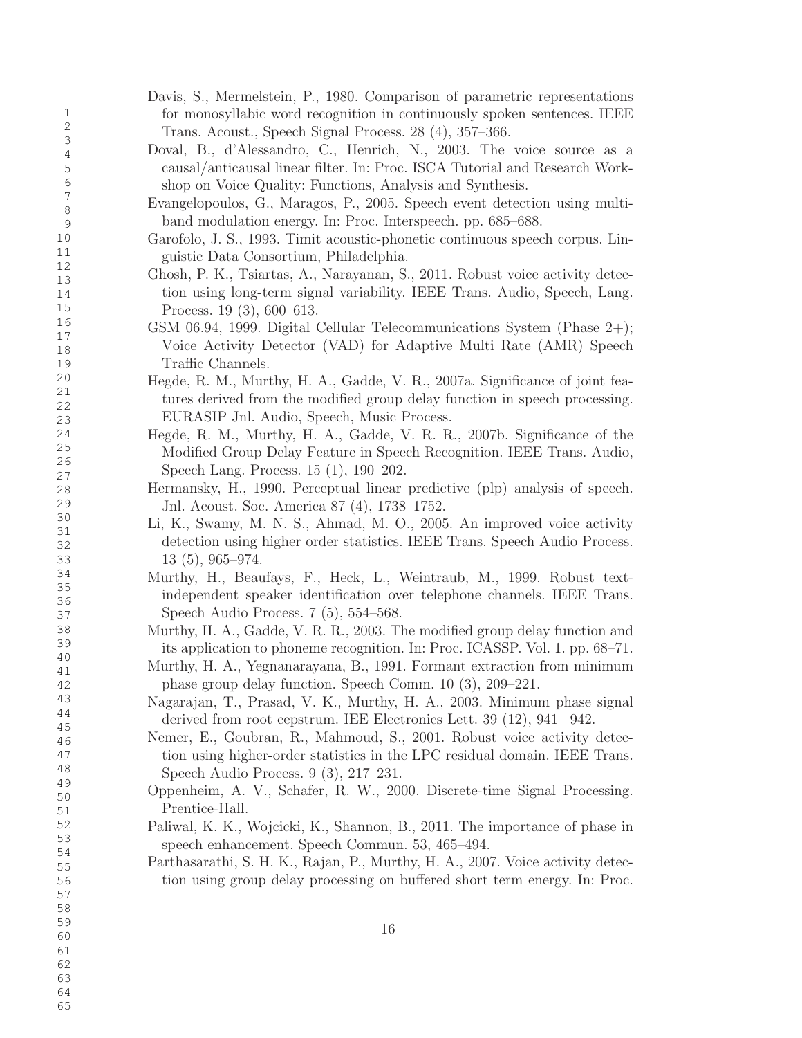Davis, S., Mermelstein, P., 1980. Comparison of parametric representations for monosyllabic word recognition in continuously spoken sentences. IEEE Trans. Acoust., Speech Signal Process. 28 (4), 357–366.

Doval, B., d'Alessandro, C., Henrich, N., 2003. The voice source as a causal/anticausal linear filter. In: Proc. ISCA Tutorial and Research Workshop on Voice Quality: Functions, Analysis and Synthesis.

Evangelopoulos, G., Maragos, P., 2005. Speech event detection using multiband modulation energy. In: Proc. Interspeech. pp. 685–688.

Garofolo, J. S., 1993. Timit acoustic-phonetic continuous speech corpus. Linguistic Data Consortium, Philadelphia.

Ghosh, P. K., Tsiartas, A., Narayanan, S., 2011. Robust voice activity detection using long-term signal variability. IEEE Trans. Audio, Speech, Lang. Process. 19 (3), 600–613.

GSM 06.94, 1999. Digital Cellular Telecommunications System (Phase 2+); Voice Activity Detector (VAD) for Adaptive Multi Rate (AMR) Speech Traffic Channels.

Hegde, R. M., Murthy, H. A., Gadde, V. R., 2007a. Significance of joint features derived from the modified group delay function in speech processing. EURASIP Jnl. Audio, Speech, Music Process.

Hegde, R. M., Murthy, H. A., Gadde, V. R. R., 2007b. Significance of the Modified Group Delay Feature in Speech Recognition. IEEE Trans. Audio, Speech Lang. Process. 15 (1), 190–202.

Hermansky, H., 1990. Perceptual linear predictive (plp) analysis of speech. Jnl. Acoust. Soc. America 87 (4), 1738–1752.

Li, K., Swamy, M. N. S., Ahmad, M. O., 2005. An improved voice activity detection using higher order statistics. IEEE Trans. Speech Audio Process. 13 (5), 965–974.

Murthy, H., Beaufays, F., Heck, L., Weintraub, M., 1999. Robust text-independent speaker identification over telephone channels. IEEE Trans. Speech Audio Process. 7 (5), 554–568.

Murthy, H. A., Gadde, V. R. R., 2003. The modified group delay function and its application to phoneme recognition. In: Proc. ICASSP. Vol. 1. pp. 68–71.

Murthy, H. A., Yegnanarayana, B., 1991. Formant extraction from minimum phase group delay function. Speech Comm. 10 (3), 209–221.

Nagarajan, T., Prasad, V. K., Murthy, H. A., 2003. Minimum phase signal derived from root cepstrum. IEE Electronics Lett. 39 (12), 941– 942.

Nemer, E., Goubran, R., Mahmoud, S., 2001. Robust voice activity detection using higher-order statistics in the LPC residual domain. IEEE Trans. Speech Audio Process. 9 (3), 217–231.

Oppenheim, A. V., Schafer, R. W., 2000. Discrete-time Signal Processing. Prentice-Hall.

Paliwal, K. K., Wojcicki, K., Shannon, B., 2011. The importance of phase in speech enhancement. Speech Commun. 53, 465–494.

Parthasarathi, S. H. K., Rajan, P., Murthy, H. A., 2007. Voice activity detection using group delay processing on buffered short term energy. In: Proc.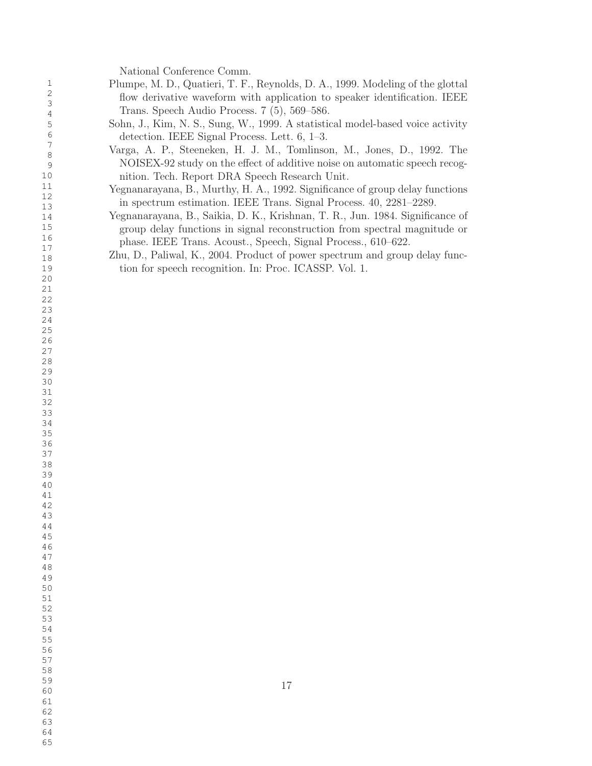National Conference Comm.

Plumpe, M. D., Quatieri, T. F., Reynolds, D. A., 1999. Modeling of the glottal flow derivative waveform with application to speaker identification. IEEE Trans. Speech Audio Process. 7 (5), 569–586.

Sohn, J., Kim, N. S., Sung, W., 1999. A statistical model-based voice activity detection. IEEE Signal Process. Lett. 6, 1–3.

Varga, A. P., Steeneken, H. J. M., Tomlinson, M., Jones, D., 1992. The NOISEX-92 study on the effect of additive noise on automatic speech recognition. Tech. Report DRA Speech Research Unit.

Yegnanarayana, B., Murthy, H. A., 1992. Significance of group delay functions in spectrum estimation. IEEE Trans. Signal Process. 40, 2281–2289.

Yegnanarayana, B., Saikia, D. K., Krishnan, T. R., Jun. 1984. Significance of group delay functions in signal reconstruction from spectral magnitude or phase. IEEE Trans. Acoust., Speech, Signal Process., 610–622.

Zhu, D., Paliwal, K., 2004. Product of power spectrum and group delay function for speech recognition. In: Proc. ICASSP. Vol. 1.